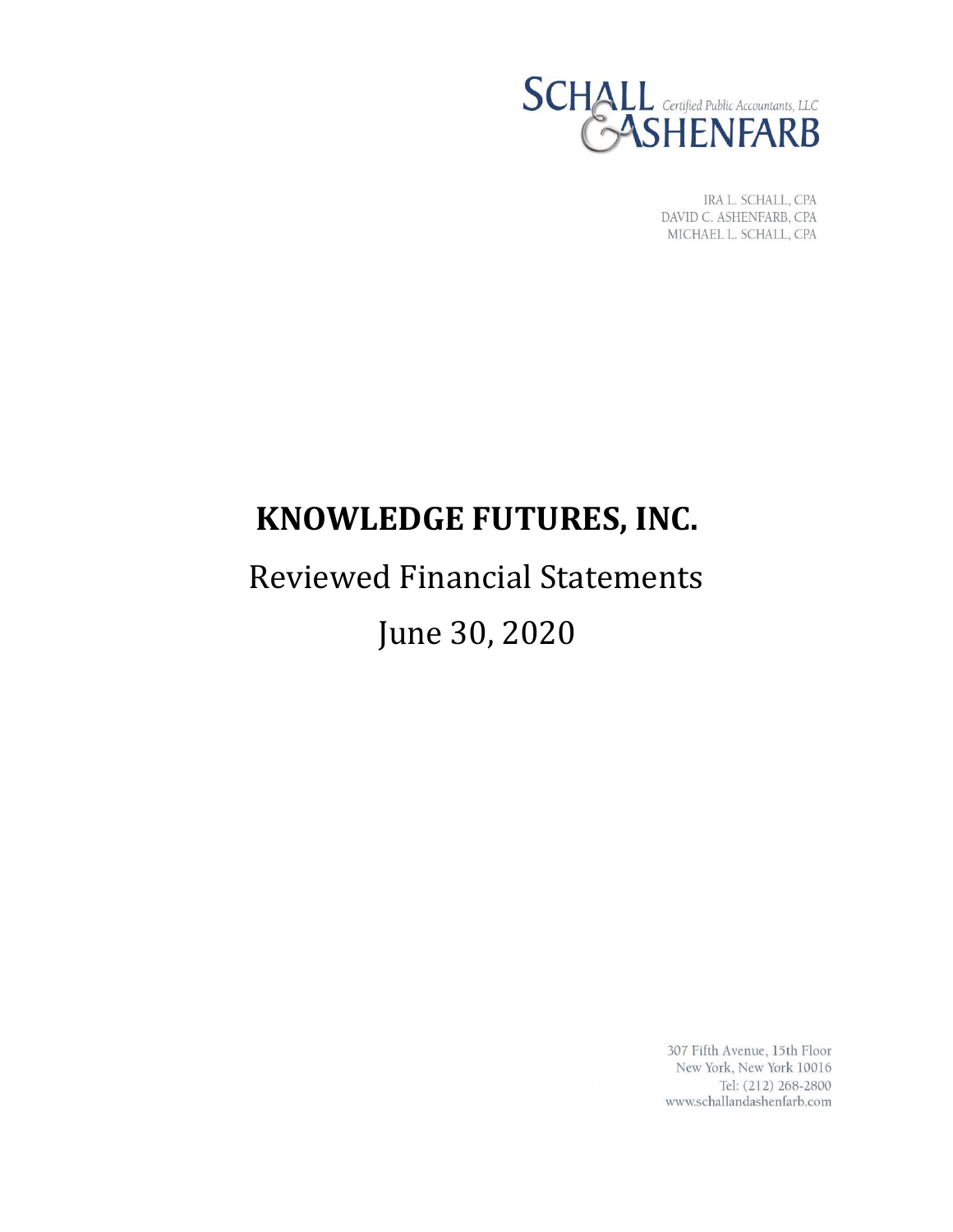SCHALL & ASHENFARB Certified Public Accountants, LLC

IRA L. SCHALL, CPA
DAVID C. ASHENFARB, CPA
MICHAEL L. SCHALL, CPA

# KNOWLEDGE FUTURES, INC.

## Reviewed Financial Statements

## June 30, 2020

307 Fifth Avenue, 15th Floor
New York, New York 10016
Tel: (212) 268-2800
www.schallandashenfarb.com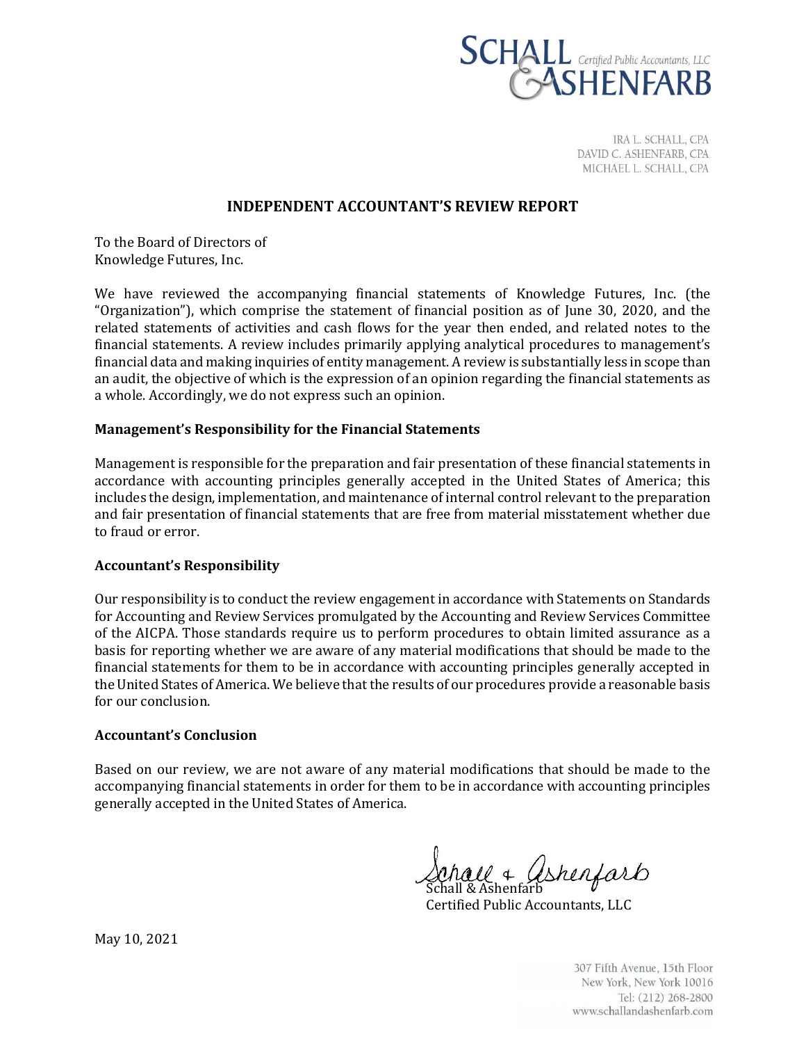SCHALL & ASHENFARB Certified Public Accountants, LLC

IRA L. SCHALL, CPA
DAVID C. ASHENFARB, CPA
MICHAEL L. SCHALL, CPA

## INDEPENDENT ACCOUNTANT'S REVIEW REPORT

To the Board of Directors of
Knowledge Futures, Inc.

We have reviewed the accompanying financial statements of Knowledge Futures, Inc. (the "Organization"), which comprise the statement of financial position as of June 30, 2020, and the related statements of activities and cash flows for the year then ended, and related notes to the financial statements. A review includes primarily applying analytical procedures to management's financial data and making inquiries of entity management. A review is substantially less in scope than an audit, the objective of which is the expression of an opinion regarding the financial statements as a whole. Accordingly, we do not express such an opinion.

### Management's Responsibility for the Financial Statements

Management is responsible for the preparation and fair presentation of these financial statements in accordance with accounting principles generally accepted in the United States of America; this includes the design, implementation, and maintenance of internal control relevant to the preparation and fair presentation of financial statements that are free from material misstatement whether due to fraud or error.

### Accountant's Responsibility

Our responsibility is to conduct the review engagement in accordance with Statements on Standards for Accounting and Review Services promulgated by the Accounting and Review Services Committee of the AICPA. Those standards require us to perform procedures to obtain limited assurance as a basis for reporting whether we are aware of any material modifications that should be made to the financial statements for them to be in accordance with accounting principles generally accepted in the United States of America. We believe that the results of our procedures provide a reasonable basis for our conclusion.

### Accountant's Conclusion

Based on our review, we are not aware of any material modifications that should be made to the accompanying financial statements in order for them to be in accordance with accounting principles generally accepted in the United States of America.

Schall & Ashenfarb
Certified Public Accountants, LLC

May 10, 2021

307 Fifth Avenue, 15th Floor
New York, New York 10016
Tel: (212) 268-2800
www.schallandashenfarb.com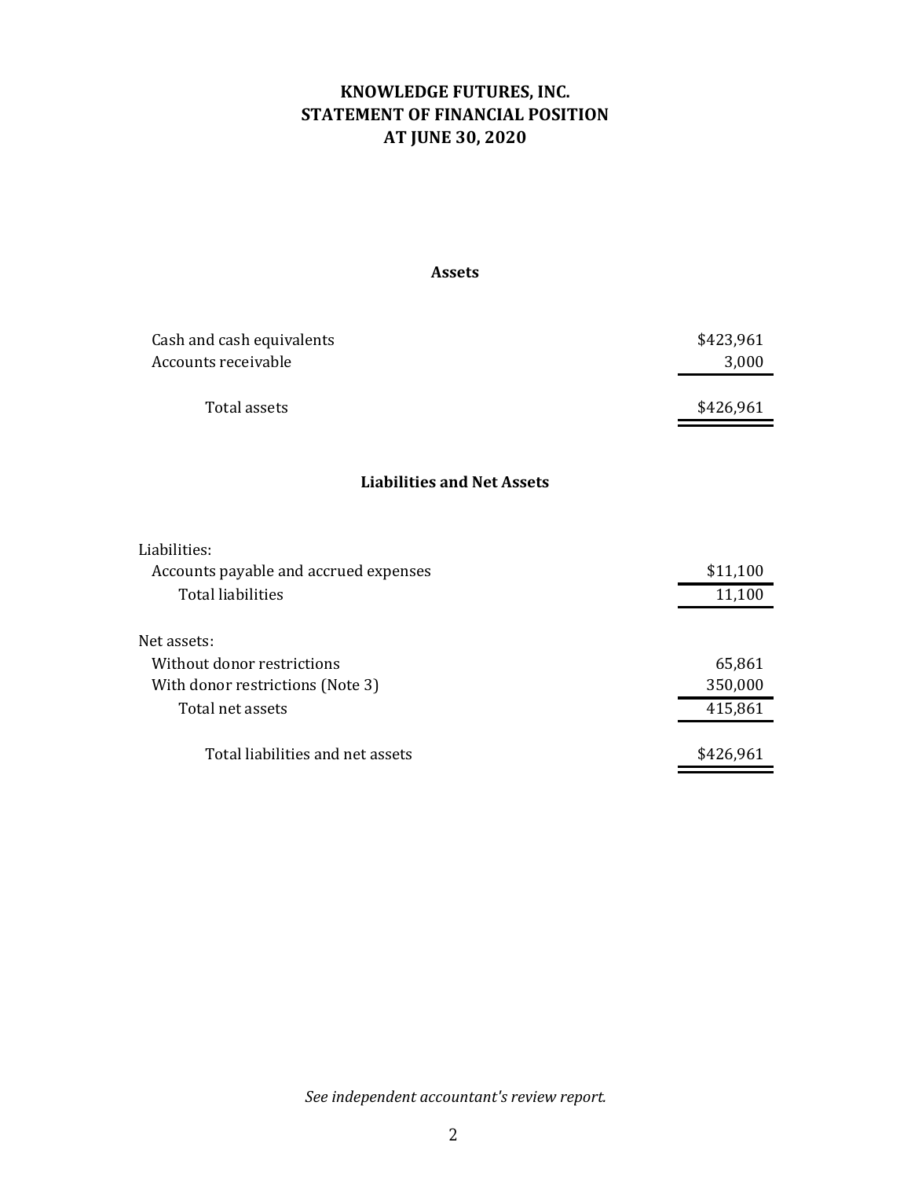# KNOWLEDGE FUTURES, INC.
# STATEMENT OF FINANCIAL POSITION
# AT JUNE 30, 2020

## Assets

| | |
|---|---|
| Cash and cash equivalents | $423,961 |
| Accounts receivable | 3,000 |
| Total assets | $426,961 |

## Liabilities and Net Assets

| | |
|---|---|
| Liabilities: | |
| Accounts payable and accrued expenses | $11,100 |
| Total liabilities | 11,100 |
| Net assets: | |
| Without donor restrictions | 65,861 |
| With donor restrictions (Note 3) | 350,000 |
| Total net assets | 415,861 |
| Total liabilities and net assets | $426,961 |

*See independent accountant's review report.*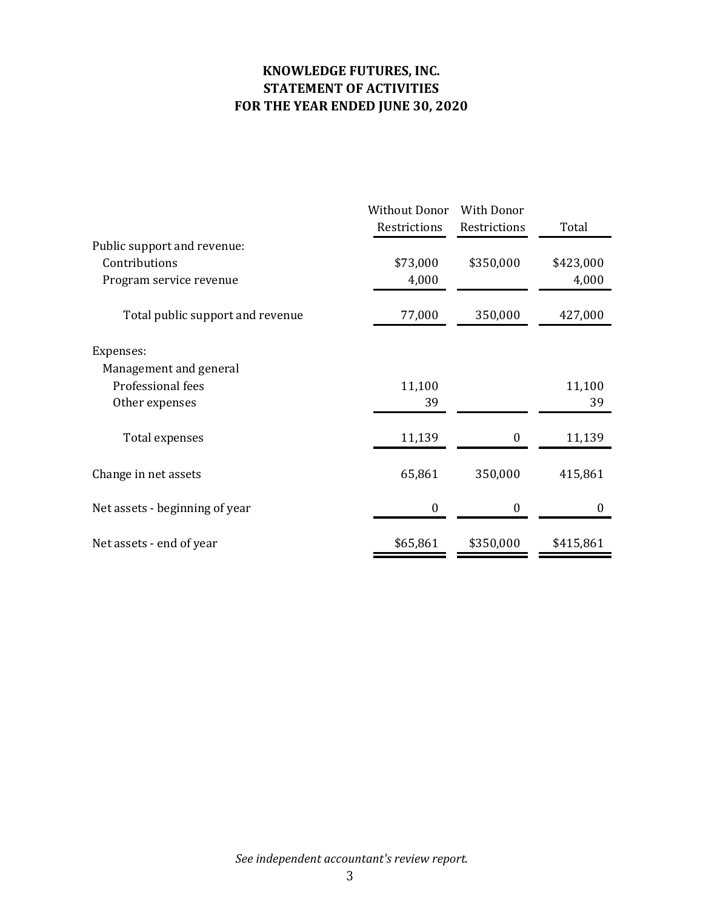# KNOWLEDGE FUTURES, INC.
## STATEMENT OF ACTIVITIES
## FOR THE YEAR ENDED JUNE 30, 2020

| | Without Donor Restrictions | With Donor Restrictions | Total |
|---|---|---|---|
| Public support and revenue: | | | |
| Contributions | $73,000 | $350,000 | $423,000 |
| Program service revenue | 4,000 | | 4,000 |
| Total public support and revenue | 77,000 | 350,000 | 427,000 |
| Expenses: | | | |
| Management and general | | | |
| Professional fees | 11,100 | | 11,100 |
| Other expenses | 39 | | 39 |
| Total expenses | 11,139 | 0 | 11,139 |
| Change in net assets | 65,861 | 350,000 | 415,861 |
| Net assets - beginning of year | 0 | 0 | 0 |
| Net assets - end of year | $65,861 | $350,000 | $415,861 |

*See independent accountant's review report.*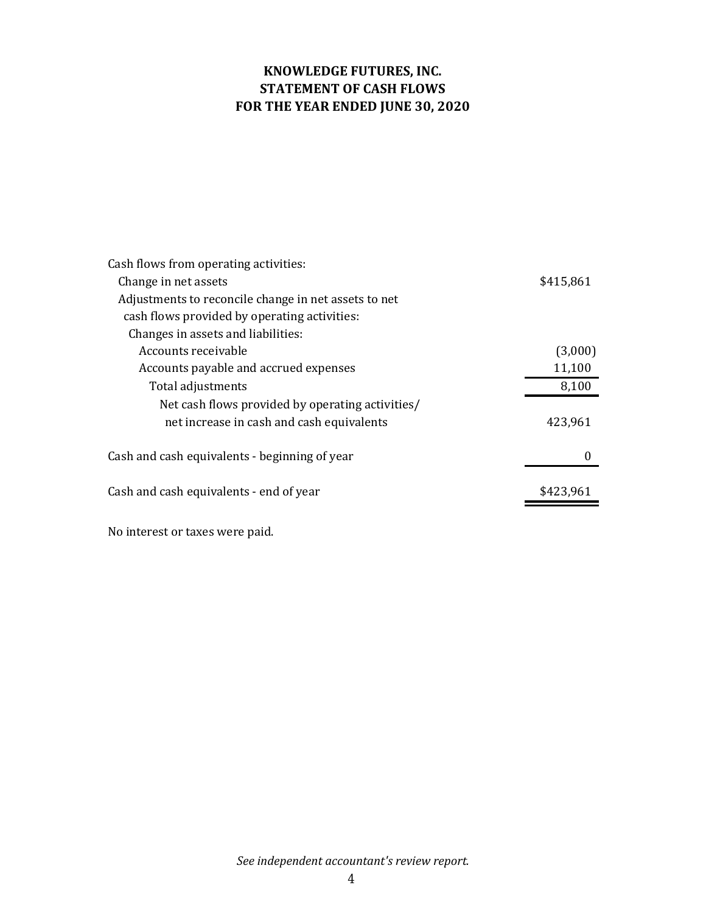# KNOWLEDGE FUTURES, INC.
# STATEMENT OF CASH FLOWS
# FOR THE YEAR ENDED JUNE 30, 2020

| | |
|---|---|
| Cash flows from operating activities: | |
| Change in net assets | $415,861 |
| Adjustments to reconcile change in net assets to net cash flows provided by operating activities: | |
| Changes in assets and liabilities: | |
| Accounts receivable | (3,000) |
| Accounts payable and accrued expenses | 11,100 |
| Total adjustments | 8,100 |
| Net cash flows provided by operating activities/ net increase in cash and cash equivalents | 423,961 |
| Cash and cash equivalents - beginning of year | 0 |
| Cash and cash equivalents - end of year | $423,961 |

No interest or taxes were paid.

*See independent accountant's review report.*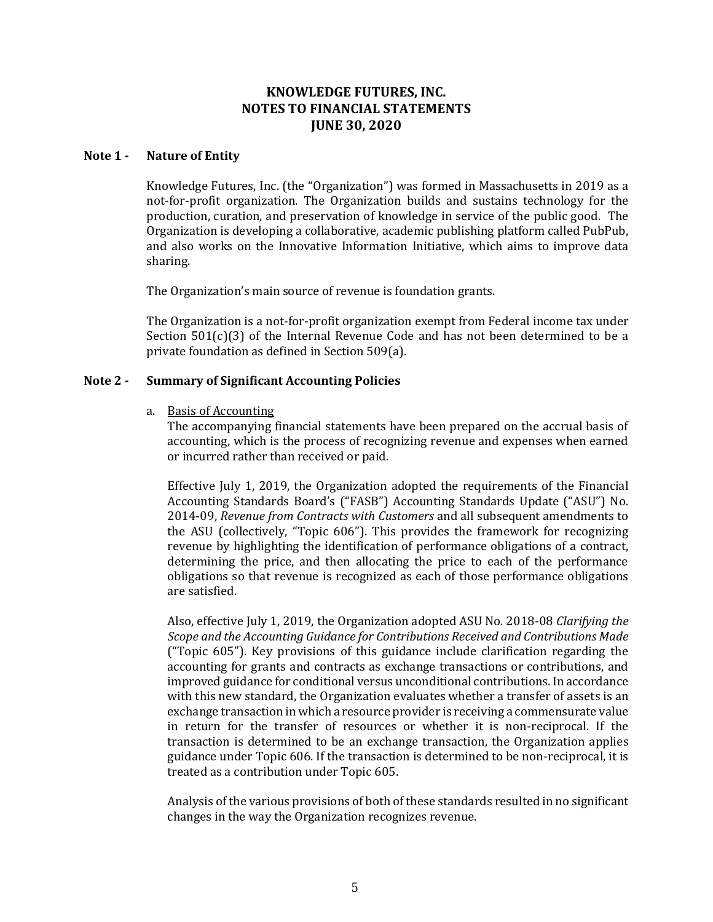# KNOWLEDGE FUTURES, INC.
# NOTES TO FINANCIAL STATEMENTS
# JUNE 30, 2020

## Note 1 - Nature of Entity

Knowledge Futures, Inc. (the "Organization") was formed in Massachusetts in 2019 as a not-for-profit organization. The Organization builds and sustains technology for the production, curation, and preservation of knowledge in service of the public good. The Organization is developing a collaborative, academic publishing platform called PubPub, and also works on the Innovative Information Initiative, which aims to improve data sharing.

The Organization's main source of revenue is foundation grants.

The Organization is a not-for-profit organization exempt from Federal income tax under Section 501(c)(3) of the Internal Revenue Code and has not been determined to be a private foundation as defined in Section 509(a).

## Note 2 - Summary of Significant Accounting Policies

a. Basis of Accounting

The accompanying financial statements have been prepared on the accrual basis of accounting, which is the process of recognizing revenue and expenses when earned or incurred rather than received or paid.

Effective July 1, 2019, the Organization adopted the requirements of the Financial Accounting Standards Board's ("FASB") Accounting Standards Update ("ASU") No. 2014-09, *Revenue from Contracts with Customers* and all subsequent amendments to the ASU (collectively, "Topic 606"). This provides the framework for recognizing revenue by highlighting the identification of performance obligations of a contract, determining the price, and then allocating the price to each of the performance obligations so that revenue is recognized as each of those performance obligations are satisfied.

Also, effective July 1, 2019, the Organization adopted ASU No. 2018-08 *Clarifying the Scope and the Accounting Guidance for Contributions Received and Contributions Made* ("Topic 605"). Key provisions of this guidance include clarification regarding the accounting for grants and contracts as exchange transactions or contributions, and improved guidance for conditional versus unconditional contributions. In accordance with this new standard, the Organization evaluates whether a transfer of assets is an exchange transaction in which a resource provider is receiving a commensurate value in return for the transfer of resources or whether it is non-reciprocal. If the transaction is determined to be an exchange transaction, the Organization applies guidance under Topic 606. If the transaction is determined to be non-reciprocal, it is treated as a contribution under Topic 605.

Analysis of the various provisions of both of these standards resulted in no significant changes in the way the Organization recognizes revenue.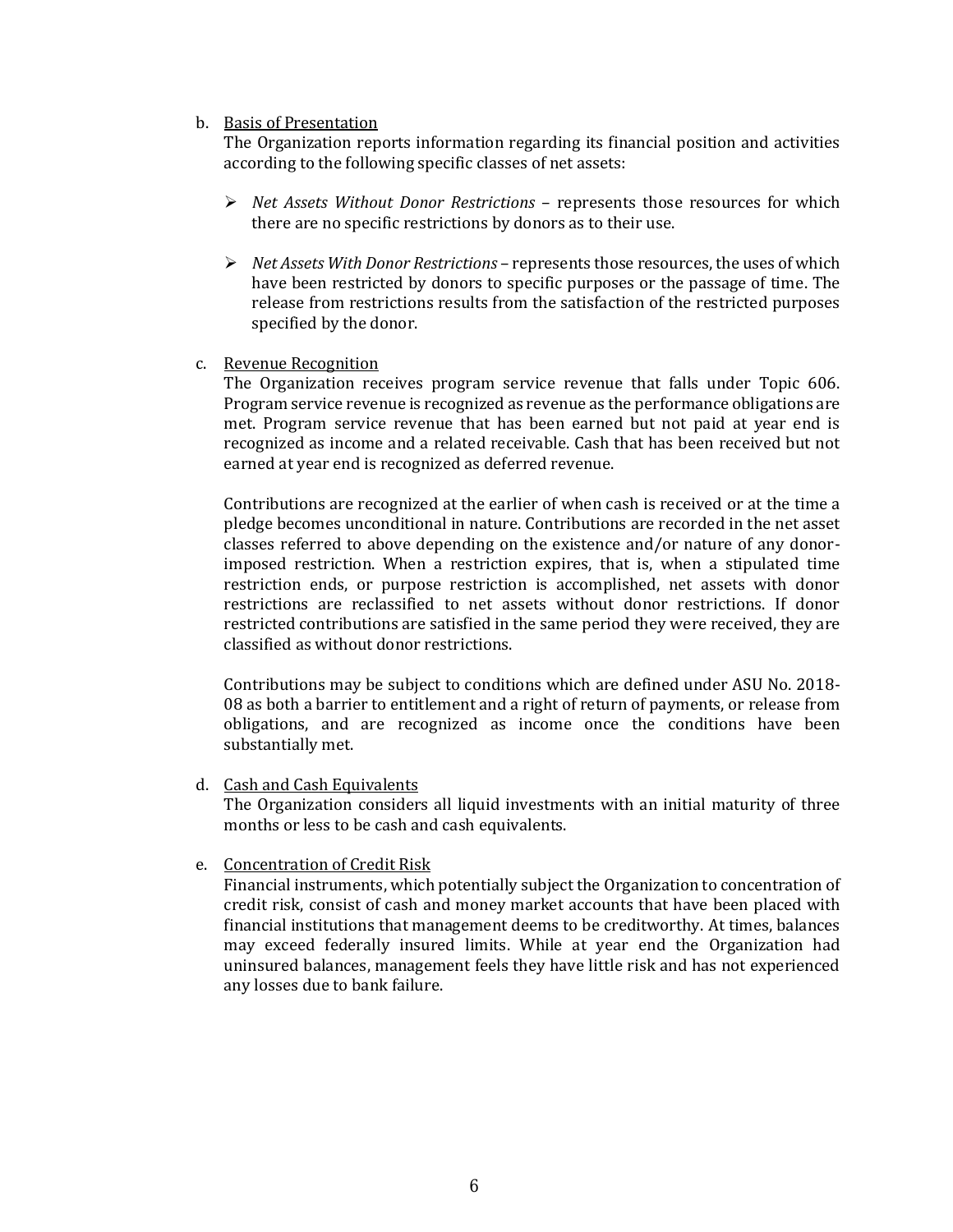b. <u>Basis of Presentation</u>

The Organization reports information regarding its financial position and activities according to the following specific classes of net assets:

- *Net Assets Without Donor Restrictions* – represents those resources for which there are no specific restrictions by donors as to their use.

- *Net Assets With Donor Restrictions* – represents those resources, the uses of which have been restricted by donors to specific purposes or the passage of time. The release from restrictions results from the satisfaction of the restricted purposes specified by the donor.

c. <u>Revenue Recognition</u>

The Organization receives program service revenue that falls under Topic 606. Program service revenue is recognized as revenue as the performance obligations are met. Program service revenue that has been earned but not paid at year end is recognized as income and a related receivable. Cash that has been received but not earned at year end is recognized as deferred revenue.

Contributions are recognized at the earlier of when cash is received or at the time a pledge becomes unconditional in nature. Contributions are recorded in the net asset classes referred to above depending on the existence and/or nature of any donor-imposed restriction. When a restriction expires, that is, when a stipulated time restriction ends, or purpose restriction is accomplished, net assets with donor restrictions are reclassified to net assets without donor restrictions. If donor restricted contributions are satisfied in the same period they were received, they are classified as without donor restrictions.

Contributions may be subject to conditions which are defined under ASU No. 2018-08 as both a barrier to entitlement and a right of return of payments, or release from obligations, and are recognized as income once the conditions have been substantially met.

d. <u>Cash and Cash Equivalents</u>

The Organization considers all liquid investments with an initial maturity of three months or less to be cash and cash equivalents.

e. <u>Concentration of Credit Risk</u>

Financial instruments, which potentially subject the Organization to concentration of credit risk, consist of cash and money market accounts that have been placed with financial institutions that management deems to be creditworthy. At times, balances may exceed federally insured limits. While at year end the Organization had uninsured balances, management feels they have little risk and has not experienced any losses due to bank failure.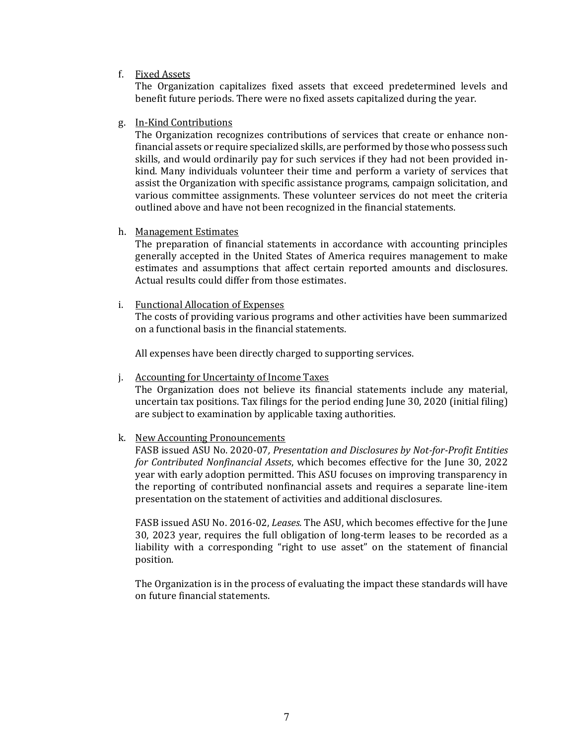f. <u>Fixed Assets</u>
The Organization capitalizes fixed assets that exceed predetermined levels and benefit future periods. There were no fixed assets capitalized during the year.

g. <u>In-Kind Contributions</u>
The Organization recognizes contributions of services that create or enhance non-financial assets or require specialized skills, are performed by those who possess such skills, and would ordinarily pay for such services if they had not been provided in-kind. Many individuals volunteer their time and perform a variety of services that assist the Organization with specific assistance programs, campaign solicitation, and various committee assignments. These volunteer services do not meet the criteria outlined above and have not been recognized in the financial statements.

h. <u>Management Estimates</u>
The preparation of financial statements in accordance with accounting principles generally accepted in the United States of America requires management to make estimates and assumptions that affect certain reported amounts and disclosures. Actual results could differ from those estimates.

i. <u>Functional Allocation of Expenses</u>
The costs of providing various programs and other activities have been summarized on a functional basis in the financial statements.

All expenses have been directly charged to supporting services.

j. <u>Accounting for Uncertainty of Income Taxes</u>
The Organization does not believe its financial statements include any material, uncertain tax positions. Tax filings for the period ending June 30, 2020 (initial filing) are subject to examination by applicable taxing authorities.

k. <u>New Accounting Pronouncements</u>
FASB issued ASU No. 2020-07*, Presentation and Disclosures by Not-for-Profit Entities for Contributed Nonfinancial Assets*, which becomes effective for the June 30, 2022 year with early adoption permitted. This ASU focuses on improving transparency in the reporting of contributed nonfinancial assets and requires a separate line-item presentation on the statement of activities and additional disclosures.

FASB issued ASU No. 2016-02, *Leases*. The ASU, which becomes effective for the June 30, 2023 year, requires the full obligation of long-term leases to be recorded as a liability with a corresponding "right to use asset" on the statement of financial position.

The Organization is in the process of evaluating the impact these standards will have on future financial statements.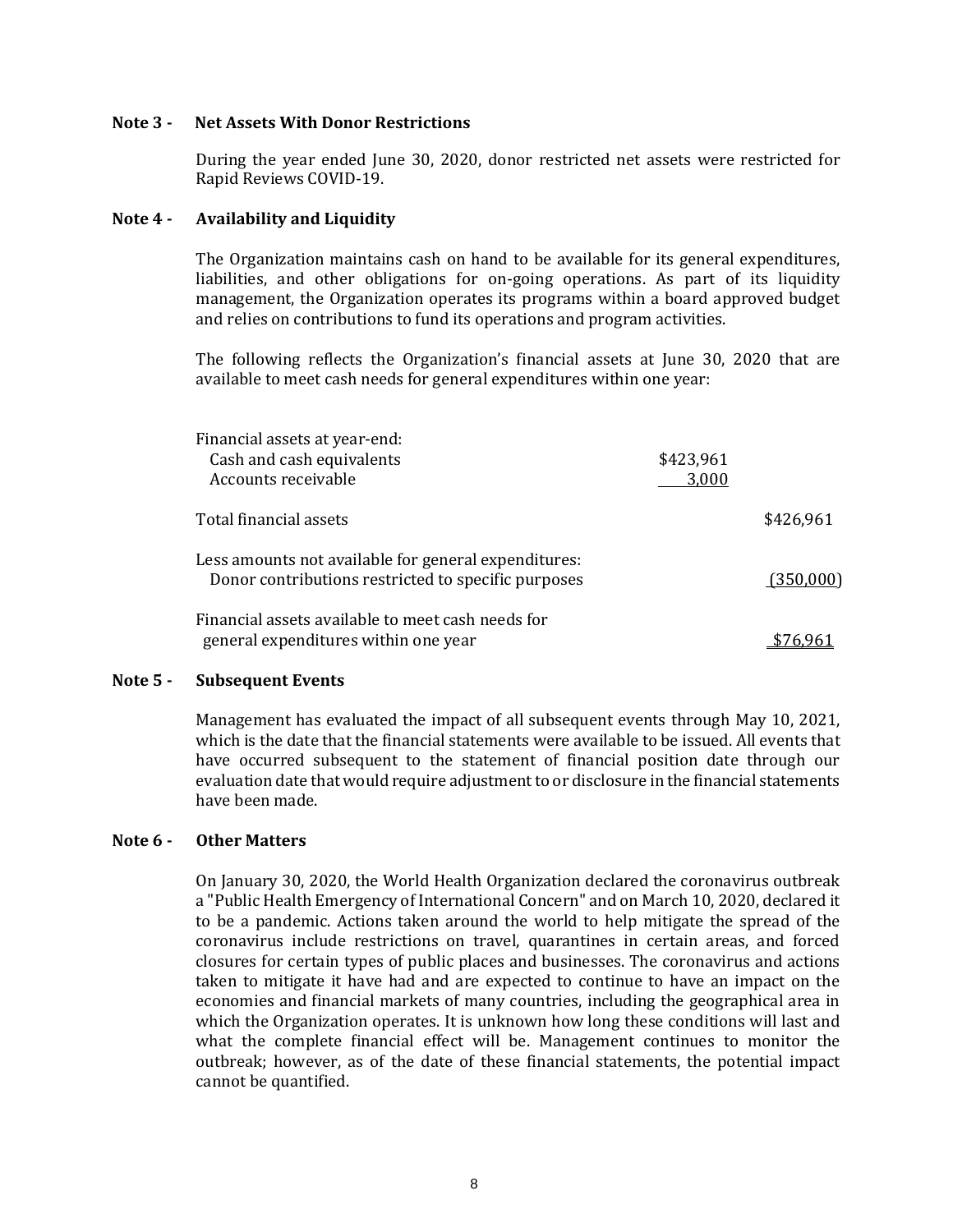**Note 3 - Net Assets With Donor Restrictions**

During the year ended June 30, 2020, donor restricted net assets were restricted for Rapid Reviews COVID-19.

**Note 4 - Availability and Liquidity**

The Organization maintains cash on hand to be available for its general expenditures, liabilities, and other obligations for on-going operations. As part of its liquidity management, the Organization operates its programs within a board approved budget and relies on contributions to fund its operations and program activities.

The following reflects the Organization's financial assets at June 30, 2020 that are available to meet cash needs for general expenditures within one year:

| | | |
|---|---|---|
| Financial assets at year-end: | | |
| Cash and cash equivalents | $423,961 | |
| Accounts receivable | 3,000 | |
| Total financial assets | | $426,961 |
| Less amounts not available for general expenditures: | | |
| Donor contributions restricted to specific purposes | | (350,000) |
| Financial assets available to meet cash needs for general expenditures within one year | | $76,961 |

**Note 5 - Subsequent Events**

Management has evaluated the impact of all subsequent events through May 10, 2021, which is the date that the financial statements were available to be issued. All events that have occurred subsequent to the statement of financial position date through our evaluation date that would require adjustment to or disclosure in the financial statements have been made.

**Note 6 - Other Matters**

On January 30, 2020, the World Health Organization declared the coronavirus outbreak a "Public Health Emergency of International Concern" and on March 10, 2020, declared it to be a pandemic. Actions taken around the world to help mitigate the spread of the coronavirus include restrictions on travel, quarantines in certain areas, and forced closures for certain types of public places and businesses. The coronavirus and actions taken to mitigate it have had and are expected to continue to have an impact on the economies and financial markets of many countries, including the geographical area in which the Organization operates. It is unknown how long these conditions will last and what the complete financial effect will be. Management continues to monitor the outbreak; however, as of the date of these financial statements, the potential impact cannot be quantified.